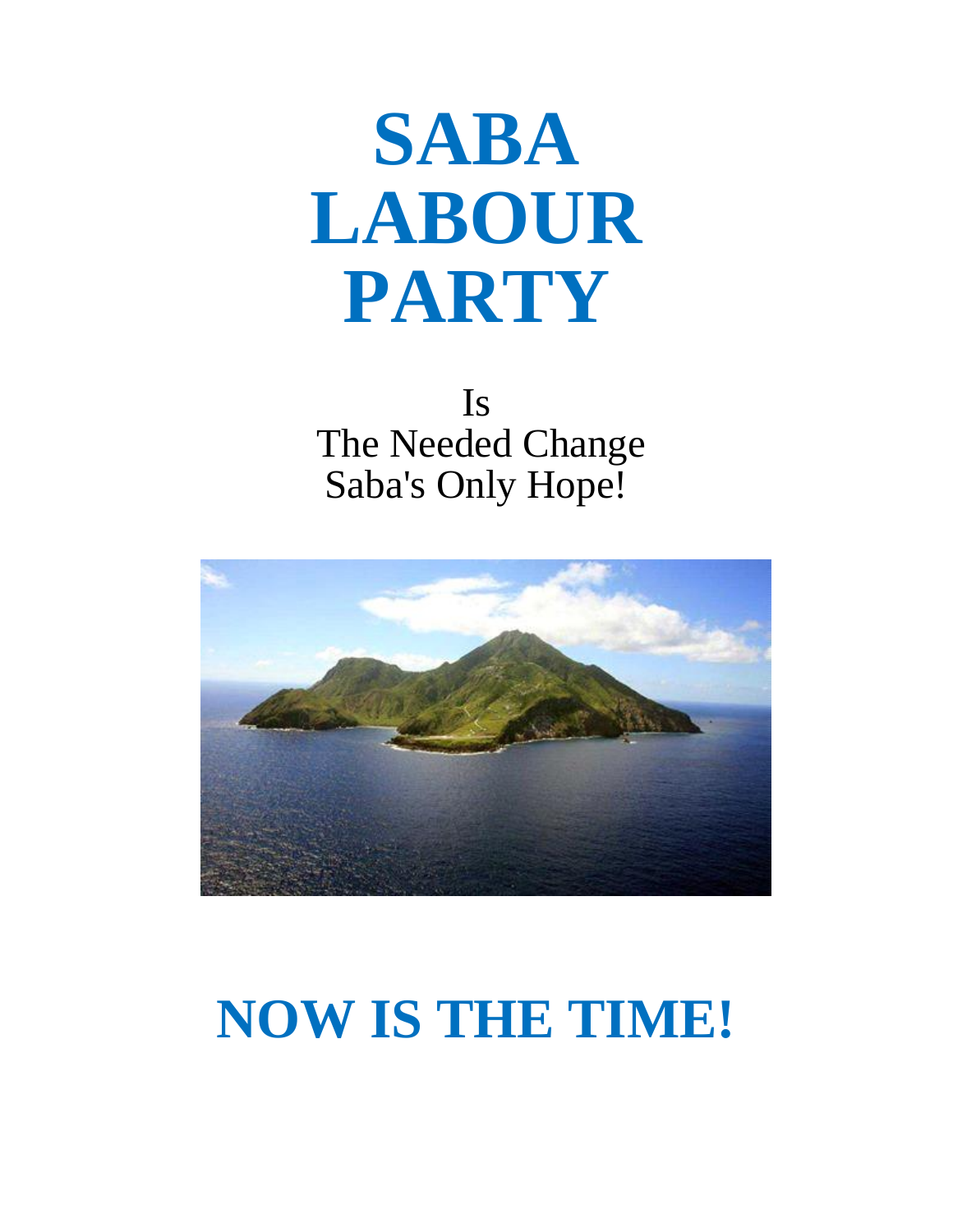# SABA LABOUR PARTY

Is
The Needed Change
Saba's Only Hope!

# NOW IS THE TIME!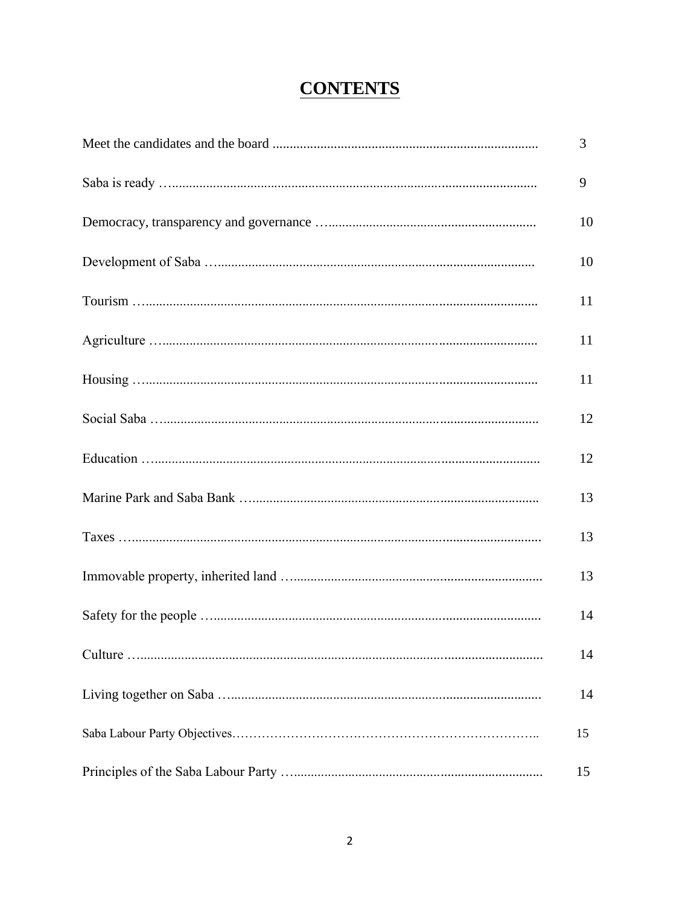# CONTENTS

| | |
|---|---|
| Meet the candidates and the board | 3 |
| Saba is ready | 9 |
| Democracy, transparency and governance | 10 |
| Development of Saba | 10 |
| Tourism | 11 |
| Agriculture | 11 |
| Housing | 11 |
| Social Saba | 12 |
| Education | 12 |
| Marine Park and Saba Bank | 13 |
| Taxes | 13 |
| Immovable property, inherited land | 13 |
| Safety for the people | 14 |
| Culture | 14 |
| Living together on Saba | 14 |
| Saba Labour Party Objectives | 15 |
| Principles of the Saba Labour Party | 15 |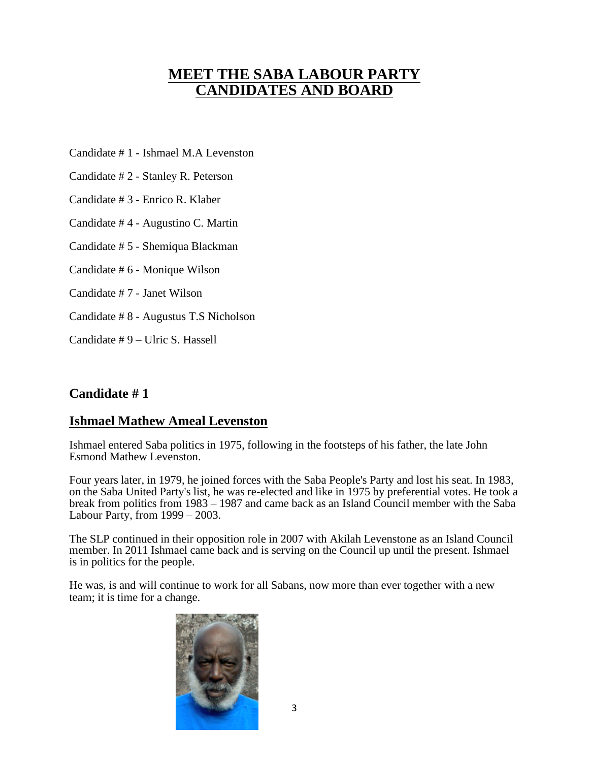# MEET THE SABA LABOUR PARTY CANDIDATES AND BOARD

Candidate # 1 - Ishmael M.A Levenston

Candidate # 2 - Stanley R. Peterson

Candidate # 3 - Enrico R. Klaber

Candidate # 4 - Augustino C. Martin

Candidate # 5 - Shemiqua Blackman

Candidate # 6 - Monique Wilson

Candidate # 7 - Janet Wilson

Candidate # 8 - Augustus T.S Nicholson

Candidate # 9 – Ulric S. Hassell

## Candidate # 1

### Ishmael Mathew Ameal Levenston

Ishmael entered Saba politics in 1975, following in the footsteps of his father, the late John Esmond Mathew Levenston.

Four years later, in 1979, he joined forces with the Saba People's Party and lost his seat. In 1983, on the Saba United Party's list, he was re-elected and like in 1975 by preferential votes. He took a break from politics from 1983 – 1987 and came back as an Island Council member with the Saba Labour Party, from 1999 – 2003.

The SLP continued in their opposition role in 2007 with Akilah Levenstone as an Island Council member. In 2011 Ishmael came back and is serving on the Council up until the present. Ishmael is in politics for the people.

He was, is and will continue to work for all Sabans, now more than ever together with a new team; it is time for a change.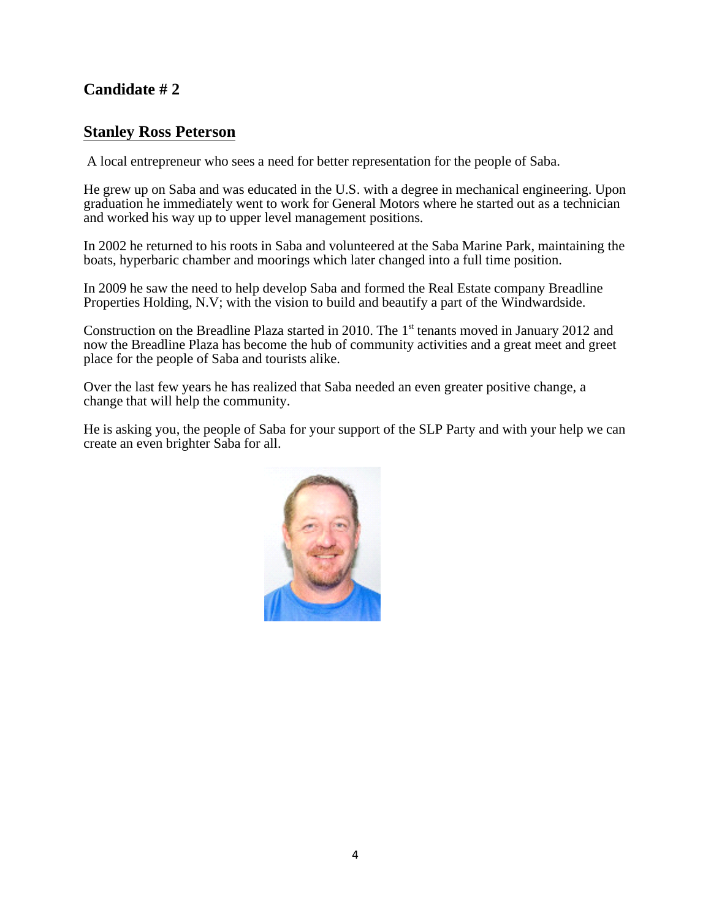## Candidate # 2

### Stanley Ross Peterson

A local entrepreneur who sees a need for better representation for the people of Saba.

He grew up on Saba and was educated in the U.S. with a degree in mechanical engineering. Upon graduation he immediately went to work for General Motors where he started out as a technician and worked his way up to upper level management positions.

In 2002 he returned to his roots in Saba and volunteered at the Saba Marine Park, maintaining the boats, hyperbaric chamber and moorings which later changed into a full time position.

In 2009 he saw the need to help develop Saba and formed the Real Estate company Breadline Properties Holding, N.V; with the vision to build and beautify a part of the Windwardside.

Construction on the Breadline Plaza started in 2010. The 1st tenants moved in January 2012 and now the Breadline Plaza has become the hub of community activities and a great meet and greet place for the people of Saba and tourists alike.

Over the last few years he has realized that Saba needed an even greater positive change, a change that will help the community.

He is asking you, the people of Saba for your support of the SLP Party and with your help we can create an even brighter Saba for all.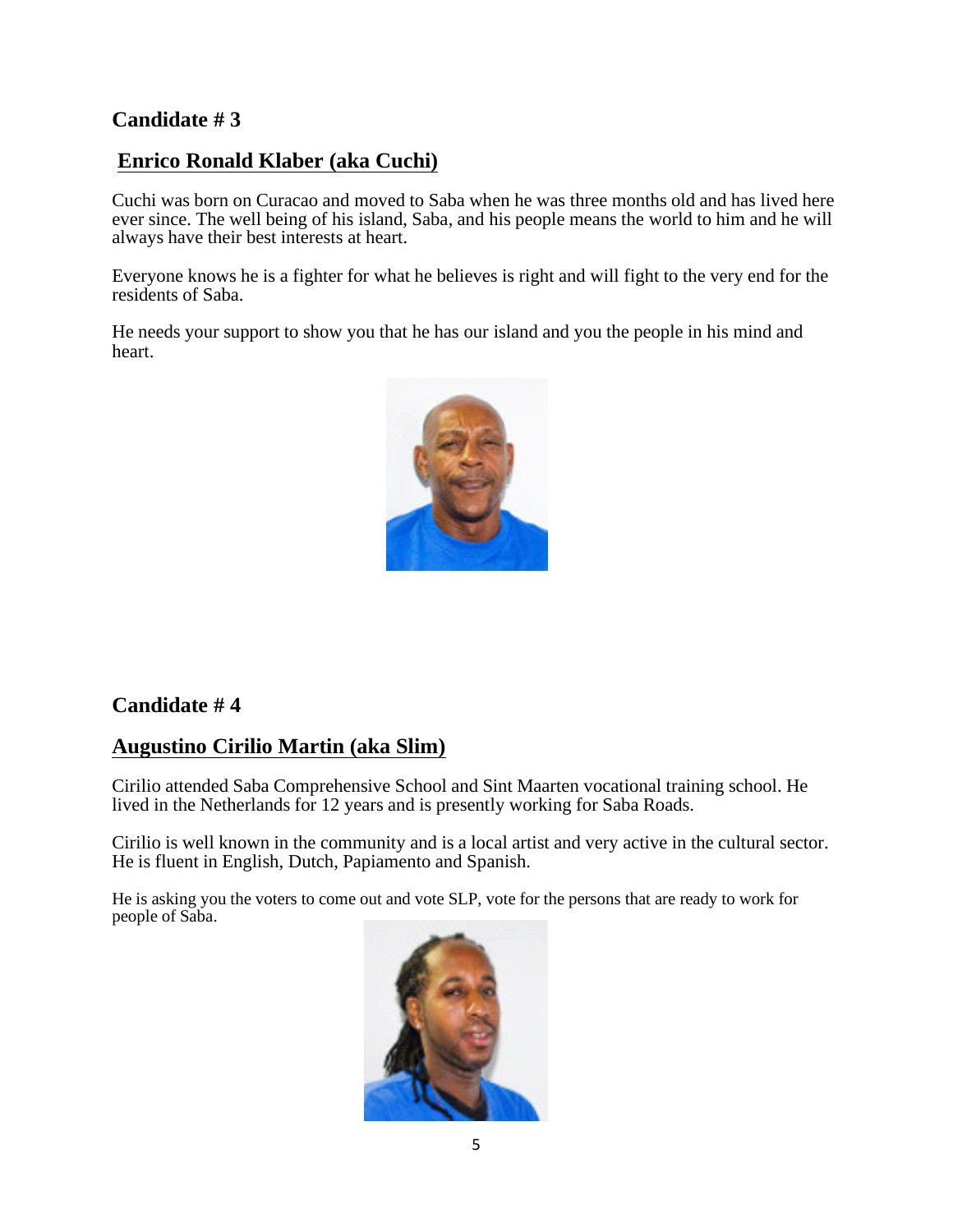## Candidate # 3

## Enrico Ronald Klaber (aka Cuchi)

Cuchi was born on Curacao and moved to Saba when he was three months old and has lived here ever since. The well being of his island, Saba, and his people means the world to him and he will always have their best interests at heart.

Everyone knows he is a fighter for what he believes is right and will fight to the very end for the residents of Saba.

He needs your support to show you that he has our island and you the people in his mind and heart.

## Candidate # 4

## Augustino Cirilio Martin (aka Slim)

Cirilio attended Saba Comprehensive School and Sint Maarten vocational training school. He lived in the Netherlands for 12 years and is presently working for Saba Roads.

Cirilio is well known in the community and is a local artist and very active in the cultural sector. He is fluent in English, Dutch, Papiamento and Spanish.

He is asking you the voters to come out and vote SLP, vote for the persons that are ready to work for people of Saba.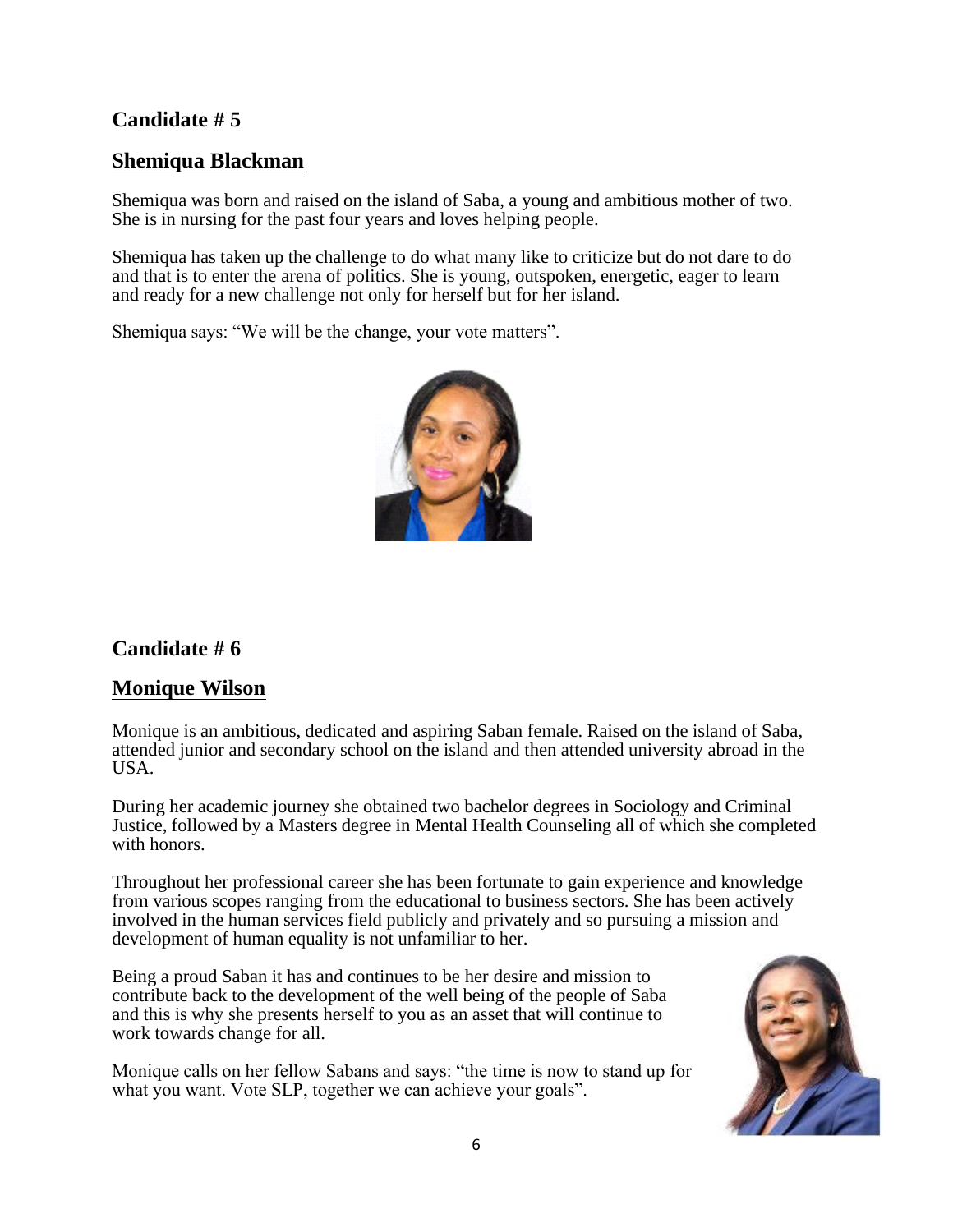## Candidate # 5

### Shemiqua Blackman

Shemiqua was born and raised on the island of Saba, a young and ambitious mother of two. She is in nursing for the past four years and loves helping people.

Shemiqua has taken up the challenge to do what many like to criticize but do not dare to do and that is to enter the arena of politics. She is young, outspoken, energetic, eager to learn and ready for a new challenge not only for herself but for her island.

Shemiqua says: "We will be the change, your vote matters".

## Candidate # 6

### Monique Wilson

Monique is an ambitious, dedicated and aspiring Saban female. Raised on the island of Saba, attended junior and secondary school on the island and then attended university abroad in the USA.

During her academic journey she obtained two bachelor degrees in Sociology and Criminal Justice, followed by a Masters degree in Mental Health Counseling all of which she completed with honors.

Throughout her professional career she has been fortunate to gain experience and knowledge from various scopes ranging from the educational to business sectors. She has been actively involved in the human services field publicly and privately and so pursuing a mission and development of human equality is not unfamiliar to her.

Being a proud Saban it has and continues to be her desire and mission to contribute back to the development of the well being of the people of Saba and this is why she presents herself to you as an asset that will continue to work towards change for all.

Monique calls on her fellow Sabans and says: "the time is now to stand up for what you want. Vote SLP, together we can achieve your goals".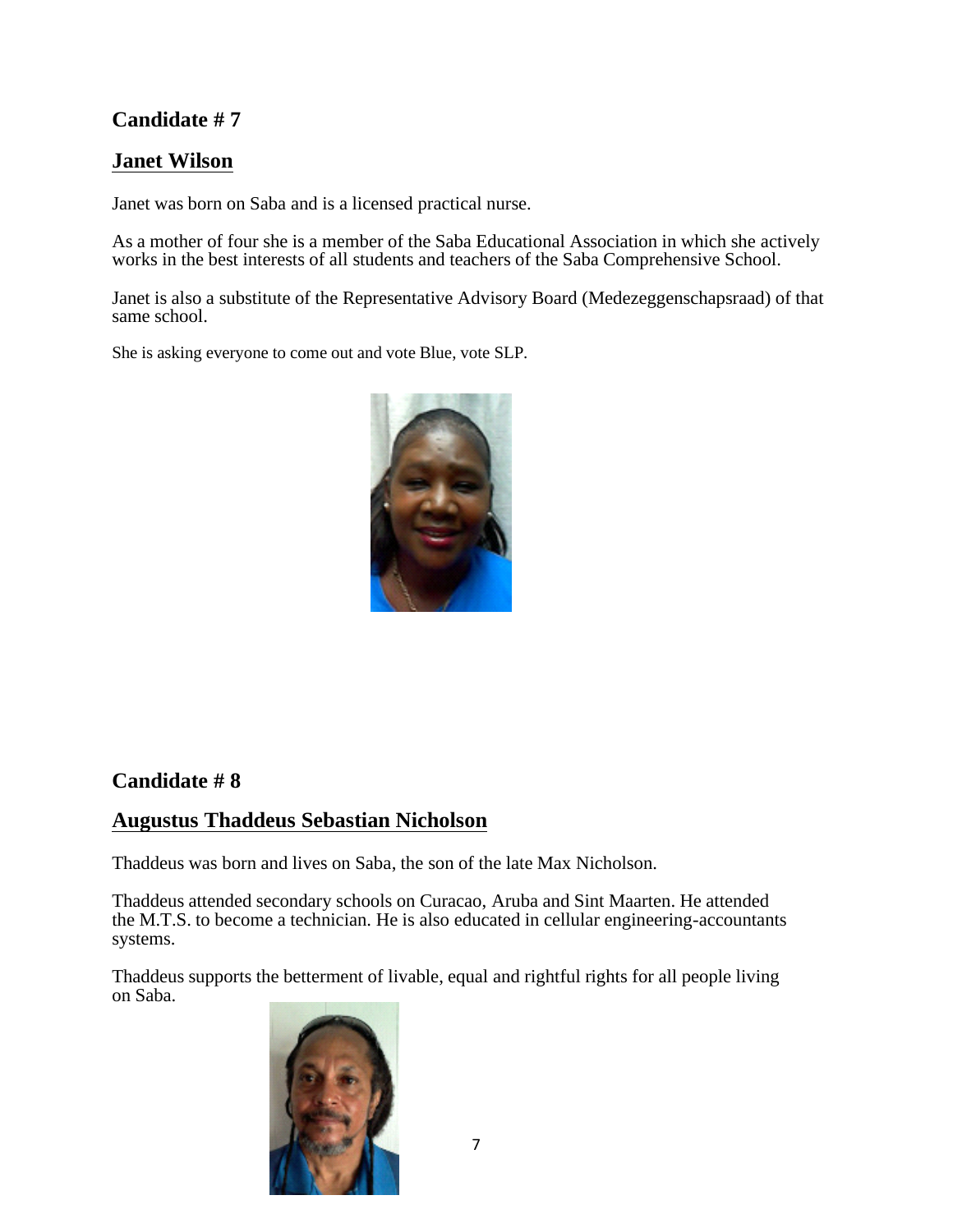## Candidate # 7

## Janet Wilson

Janet was born on Saba and is a licensed practical nurse.

As a mother of four she is a member of the Saba Educational Association in which she actively works in the best interests of all students and teachers of the Saba Comprehensive School.

Janet is also a substitute of the Representative Advisory Board (Medezeggenschapsraad) of that same school.

She is asking everyone to come out and vote Blue, vote SLP.

## Candidate # 8

## Augustus Thaddeus Sebastian Nicholson

Thaddeus was born and lives on Saba, the son of the late Max Nicholson.

Thaddeus attended secondary schools on Curacao, Aruba and Sint Maarten. He attended the M.T.S. to become a technician. He is also educated in cellular engineering-accountants systems.

Thaddeus supports the betterment of livable, equal and rightful rights for all people living on Saba.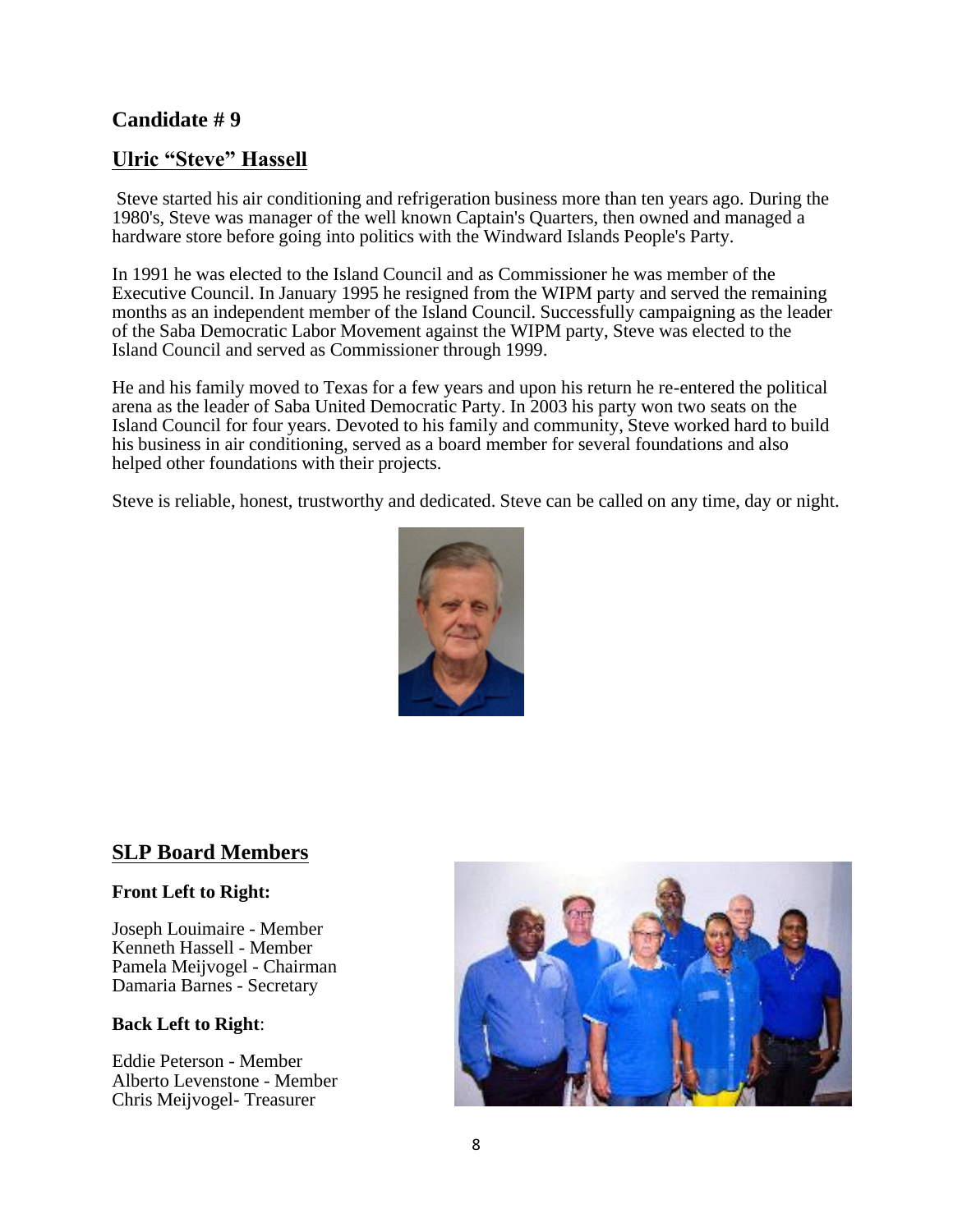## Candidate # 9

## Ulric "Steve" Hassell

Steve started his air conditioning and refrigeration business more than ten years ago. During the 1980's, Steve was manager of the well known Captain's Quarters, then owned and managed a hardware store before going into politics with the Windward Islands People's Party.

In 1991 he was elected to the Island Council and as Commissioner he was member of the Executive Council. In January 1995 he resigned from the WIPM party and served the remaining months as an independent member of the Island Council. Successfully campaigning as the leader of the Saba Democratic Labor Movement against the WIPM party, Steve was elected to the Island Council and served as Commissioner through 1999.

He and his family moved to Texas for a few years and upon his return he re-entered the political arena as the leader of Saba United Democratic Party. In 2003 his party won two seats on the Island Council for four years. Devoted to his family and community, Steve worked hard to build his business in air conditioning, served as a board member for several foundations and also helped other foundations with their projects.

Steve is reliable, honest, trustworthy and dedicated. Steve can be called on any time, day or night.

## SLP Board Members

**Front Left to Right:**

Joseph Louimaire - Member
Kenneth Hassell - Member
Pamela Meijvogel - Chairman
Damaria Barnes - Secretary

**Back Left to Right**:

Eddie Peterson - Member
Alberto Levenstone - Member
Chris Meijvogel- Treasurer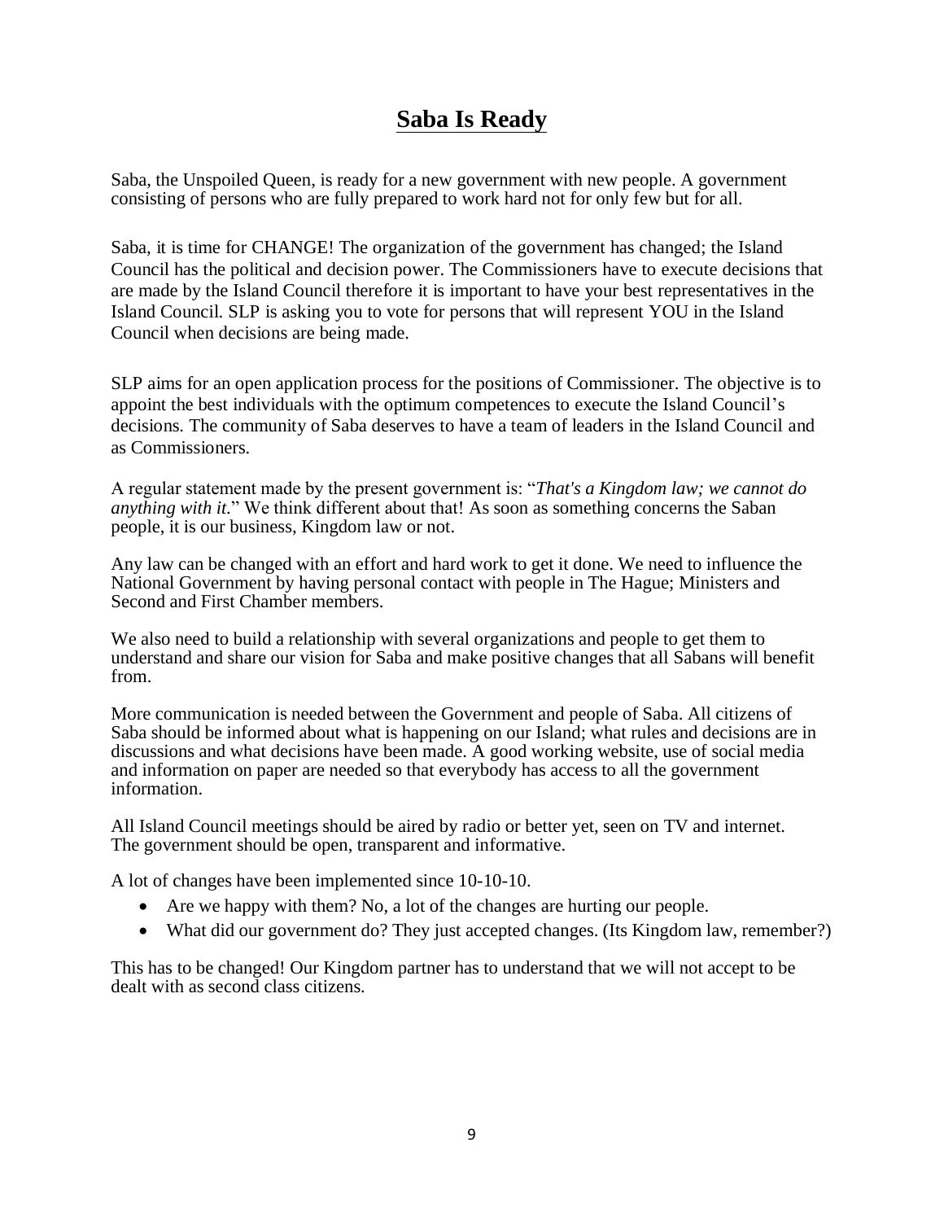# **Saba Is Ready**

Saba, the Unspoiled Queen, is ready for a new government with new people. A government consisting of persons who are fully prepared to work hard not for only few but for all.

Saba, it is time for CHANGE! The organization of the government has changed; the Island Council has the political and decision power. The Commissioners have to execute decisions that are made by the Island Council therefore it is important to have your best representatives in the Island Council. SLP is asking you to vote for persons that will represent YOU in the Island Council when decisions are being made.

SLP aims for an open application process for the positions of Commissioner. The objective is to appoint the best individuals with the optimum competences to execute the Island Council's decisions. The community of Saba deserves to have a team of leaders in the Island Council and as Commissioners.

A regular statement made by the present government is: "*That's a Kingdom law; we cannot do anything with it.*" We think different about that! As soon as something concerns the Saban people, it is our business, Kingdom law or not.

Any law can be changed with an effort and hard work to get it done. We need to influence the National Government by having personal contact with people in The Hague; Ministers and Second and First Chamber members.

We also need to build a relationship with several organizations and people to get them to understand and share our vision for Saba and make positive changes that all Sabans will benefit from.

More communication is needed between the Government and people of Saba. All citizens of Saba should be informed about what is happening on our Island; what rules and decisions are in discussions and what decisions have been made. A good working website, use of social media and information on paper are needed so that everybody has access to all the government information.

All Island Council meetings should be aired by radio or better yet, seen on TV and internet. The government should be open, transparent and informative.

A lot of changes have been implemented since 10-10-10.

- Are we happy with them? No, a lot of the changes are hurting our people.
- What did our government do? They just accepted changes. (Its Kingdom law, remember?)

This has to be changed! Our Kingdom partner has to understand that we will not accept to be dealt with as second class citizens.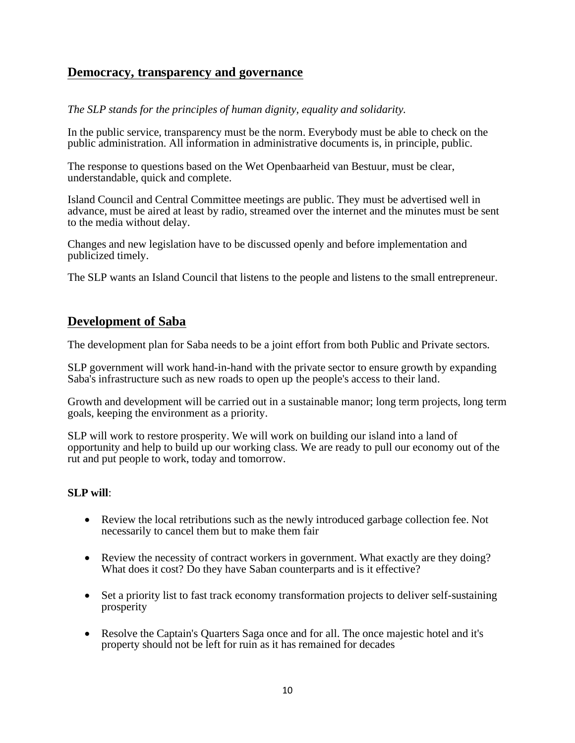## Democracy, transparency and governance

*The SLP stands for the principles of human dignity, equality and solidarity.*

In the public service, transparency must be the norm. Everybody must be able to check on the public administration. All information in administrative documents is, in principle, public.

The response to questions based on the Wet Openbaarheid van Bestuur, must be clear, understandable, quick and complete.

Island Council and Central Committee meetings are public. They must be advertised well in advance, must be aired at least by radio, streamed over the internet and the minutes must be sent to the media without delay.

Changes and new legislation have to be discussed openly and before implementation and publicized timely.

The SLP wants an Island Council that listens to the people and listens to the small entrepreneur.

## Development of Saba

The development plan for Saba needs to be a joint effort from both Public and Private sectors.

SLP government will work hand-in-hand with the private sector to ensure growth by expanding Saba's infrastructure such as new roads to open up the people's access to their land.

Growth and development will be carried out in a sustainable manor; long term projects, long term goals, keeping the environment as a priority.

SLP will work to restore prosperity. We will work on building our island into a land of opportunity and help to build up our working class. We are ready to pull our economy out of the rut and put people to work, today and tomorrow.

**SLP will**:

- Review the local retributions such as the newly introduced garbage collection fee. Not necessarily to cancel them but to make them fair
- Review the necessity of contract workers in government. What exactly are they doing? What does it cost? Do they have Saban counterparts and is it effective?
- Set a priority list to fast track economy transformation projects to deliver self-sustaining prosperity
- Resolve the Captain's Quarters Saga once and for all. The once majestic hotel and it's property should not be left for ruin as it has remained for decades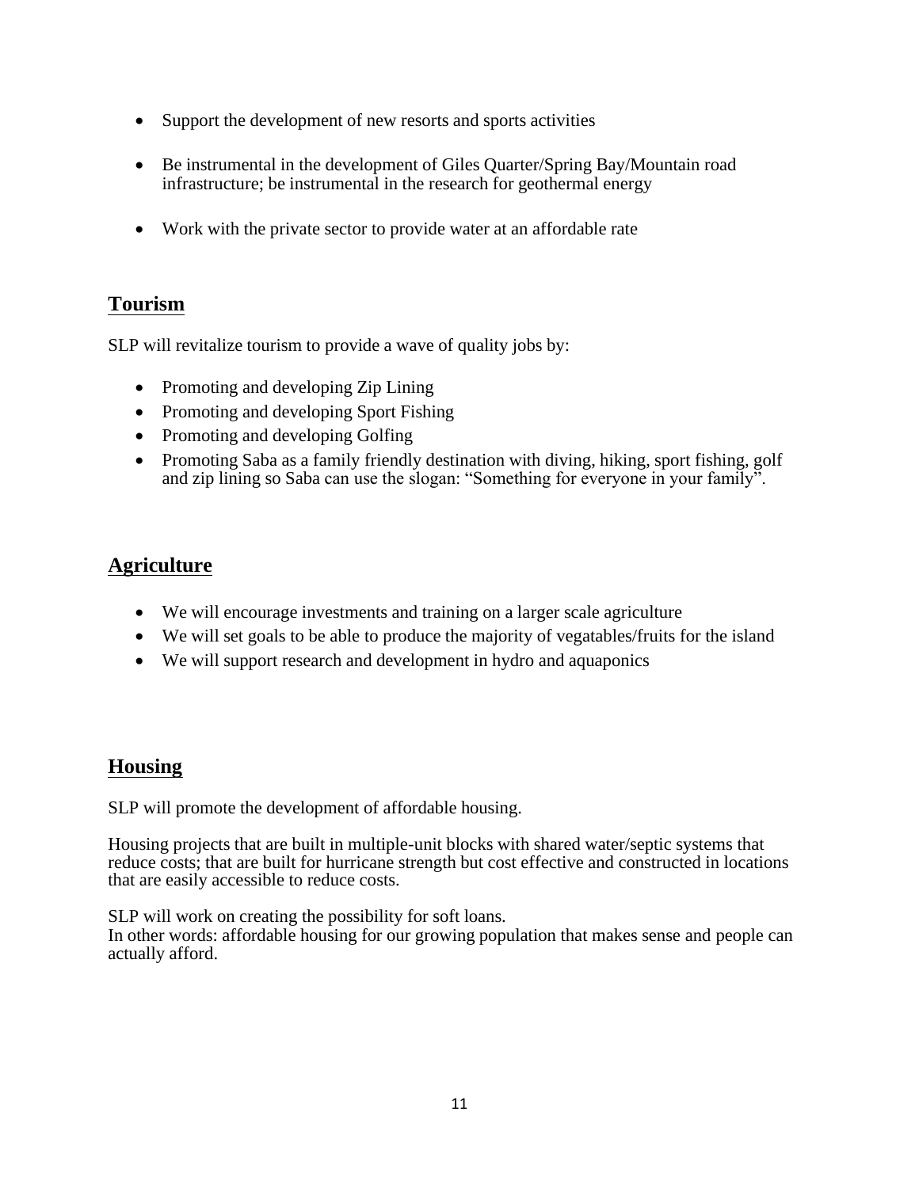- Support the development of new resorts and sports activities

- Be instrumental in the development of Giles Quarter/Spring Bay/Mountain road infrastructure; be instrumental in the research for geothermal energy

- Work with the private sector to provide water at an affordable rate

## Tourism

SLP will revitalize tourism to provide a wave of quality jobs by:

- Promoting and developing Zip Lining
- Promoting and developing Sport Fishing
- Promoting and developing Golfing
- Promoting Saba as a family friendly destination with diving, hiking, sport fishing, golf and zip lining so Saba can use the slogan: "Something for everyone in your family".

## Agriculture

- We will encourage investments and training on a larger scale agriculture
- We will set goals to be able to produce the majority of vegatables/fruits for the island
- We will support research and development in hydro and aquaponics

## Housing

SLP will promote the development of affordable housing.

Housing projects that are built in multiple-unit blocks with shared water/septic systems that reduce costs; that are built for hurricane strength but cost effective and constructed in locations that are easily accessible to reduce costs.

SLP will work on creating the possibility for soft loans.
In other words: affordable housing for our growing population that makes sense and people can actually afford.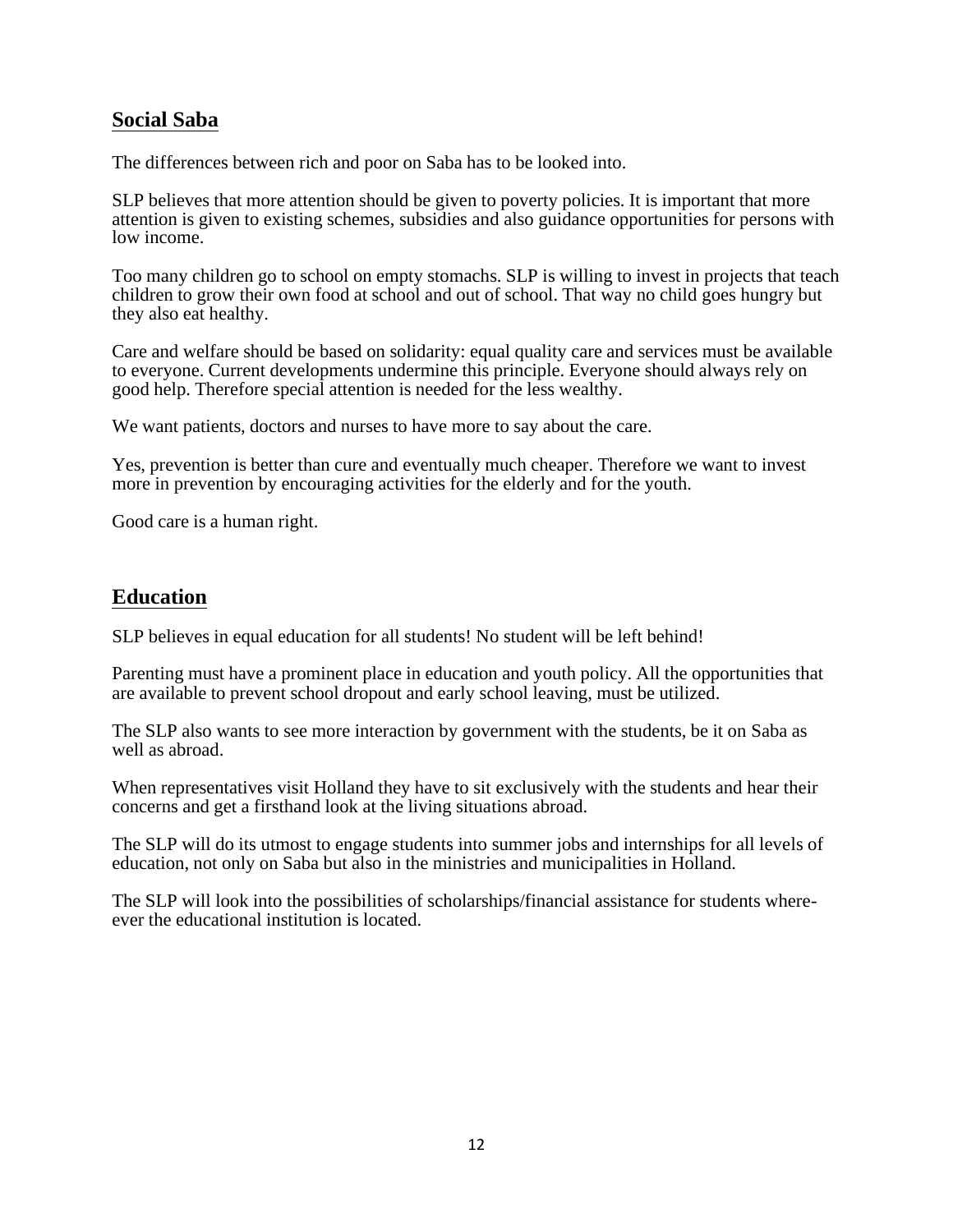## Social Saba

The differences between rich and poor on Saba has to be looked into.

SLP believes that more attention should be given to poverty policies. It is important that more attention is given to existing schemes, subsidies and also guidance opportunities for persons with low income.

Too many children go to school on empty stomachs. SLP is willing to invest in projects that teach children to grow their own food at school and out of school. That way no child goes hungry but they also eat healthy.

Care and welfare should be based on solidarity: equal quality care and services must be available to everyone. Current developments undermine this principle. Everyone should always rely on good help. Therefore special attention is needed for the less wealthy.

We want patients, doctors and nurses to have more to say about the care.

Yes, prevention is better than cure and eventually much cheaper. Therefore we want to invest more in prevention by encouraging activities for the elderly and for the youth.

Good care is a human right.

## Education

SLP believes in equal education for all students! No student will be left behind!

Parenting must have a prominent place in education and youth policy. All the opportunities that are available to prevent school dropout and early school leaving, must be utilized.

The SLP also wants to see more interaction by government with the students, be it on Saba as well as abroad.

When representatives visit Holland they have to sit exclusively with the students and hear their concerns and get a firsthand look at the living situations abroad.

The SLP will do its utmost to engage students into summer jobs and internships for all levels of education, not only on Saba but also in the ministries and municipalities in Holland.

The SLP will look into the possibilities of scholarships/financial assistance for students where-ever the educational institution is located.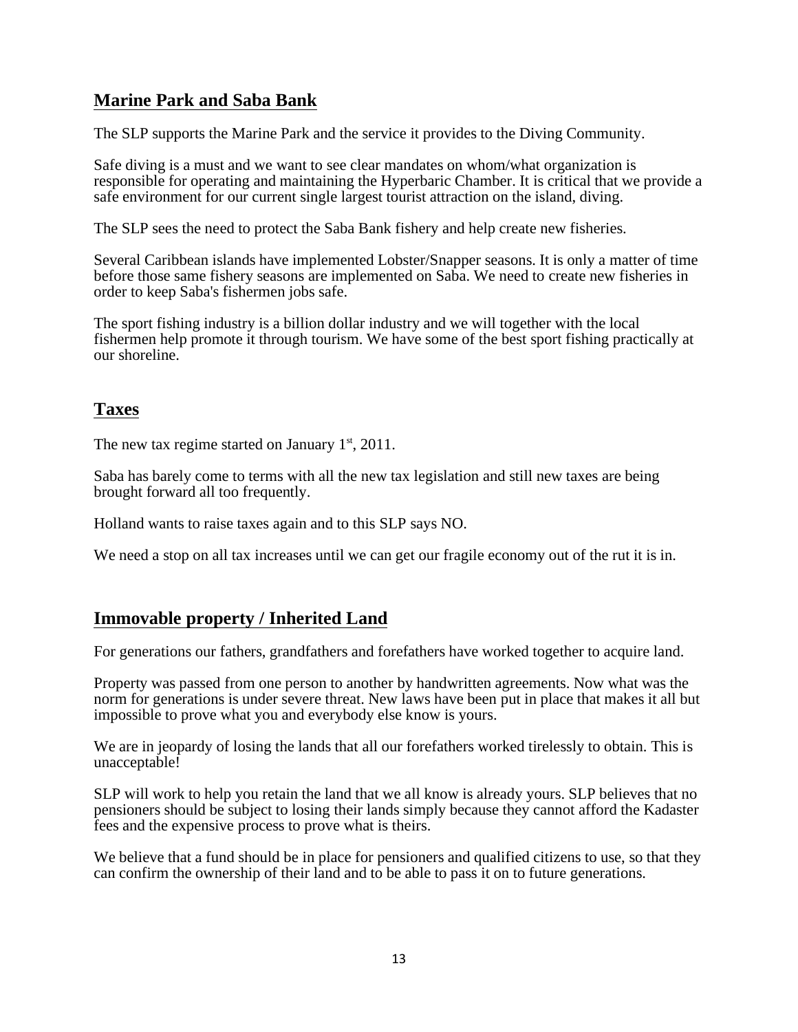## Marine Park and Saba Bank

The SLP supports the Marine Park and the service it provides to the Diving Community.

Safe diving is a must and we want to see clear mandates on whom/what organization is responsible for operating and maintaining the Hyperbaric Chamber. It is critical that we provide a safe environment for our current single largest tourist attraction on the island, diving.

The SLP sees the need to protect the Saba Bank fishery and help create new fisheries.

Several Caribbean islands have implemented Lobster/Snapper seasons. It is only a matter of time before those same fishery seasons are implemented on Saba. We need to create new fisheries in order to keep Saba's fishermen jobs safe.

The sport fishing industry is a billion dollar industry and we will together with the local fishermen help promote it through tourism. We have some of the best sport fishing practically at our shoreline.

## Taxes

The new tax regime started on January 1st, 2011.

Saba has barely come to terms with all the new tax legislation and still new taxes are being brought forward all too frequently.

Holland wants to raise taxes again and to this SLP says NO.

We need a stop on all tax increases until we can get our fragile economy out of the rut it is in.

## Immovable property / Inherited Land

For generations our fathers, grandfathers and forefathers have worked together to acquire land.

Property was passed from one person to another by handwritten agreements. Now what was the norm for generations is under severe threat. New laws have been put in place that makes it all but impossible to prove what you and everybody else know is yours.

We are in jeopardy of losing the lands that all our forefathers worked tirelessly to obtain. This is unacceptable!

SLP will work to help you retain the land that we all know is already yours. SLP believes that no pensioners should be subject to losing their lands simply because they cannot afford the Kadaster fees and the expensive process to prove what is theirs.

We believe that a fund should be in place for pensioners and qualified citizens to use, so that they can confirm the ownership of their land and to be able to pass it on to future generations.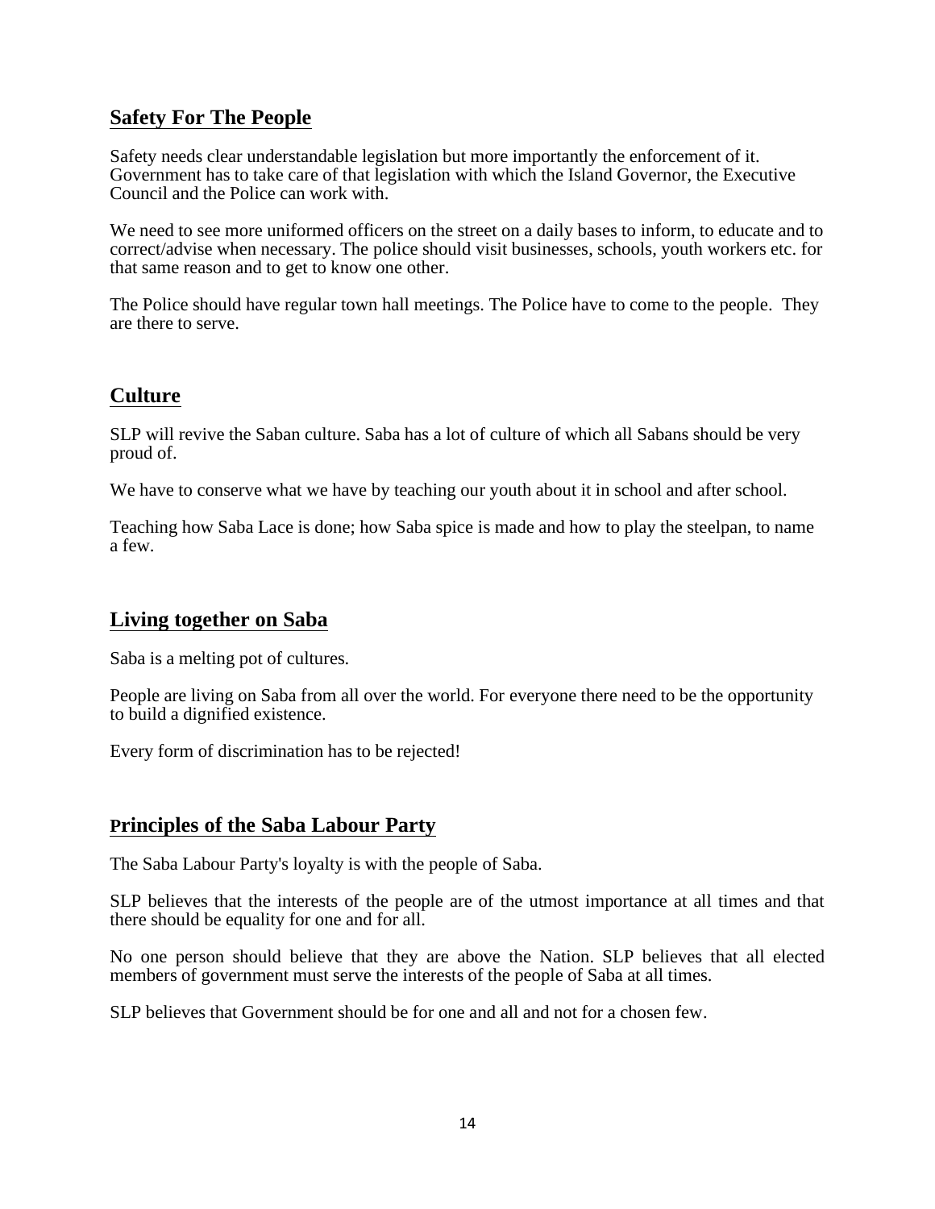## Safety For The People

Safety needs clear understandable legislation but more importantly the enforcement of it. Government has to take care of that legislation with which the Island Governor, the Executive Council and the Police can work with.

We need to see more uniformed officers on the street on a daily bases to inform, to educate and to correct/advise when necessary. The police should visit businesses, schools, youth workers etc. for that same reason and to get to know one other.

The Police should have regular town hall meetings. The Police have to come to the people. They are there to serve.

## Culture

SLP will revive the Saban culture. Saba has a lot of culture of which all Sabans should be very proud of.

We have to conserve what we have by teaching our youth about it in school and after school.

Teaching how Saba Lace is done; how Saba spice is made and how to play the steelpan, to name a few.

## Living together on Saba

Saba is a melting pot of cultures.

People are living on Saba from all over the world. For everyone there need to be the opportunity to build a dignified existence.

Every form of discrimination has to be rejected!

## Principles of the Saba Labour Party

The Saba Labour Party's loyalty is with the people of Saba.

SLP believes that the interests of the people are of the utmost importance at all times and that there should be equality for one and for all.

No one person should believe that they are above the Nation. SLP believes that all elected members of government must serve the interests of the people of Saba at all times.

SLP believes that Government should be for one and all and not for a chosen few.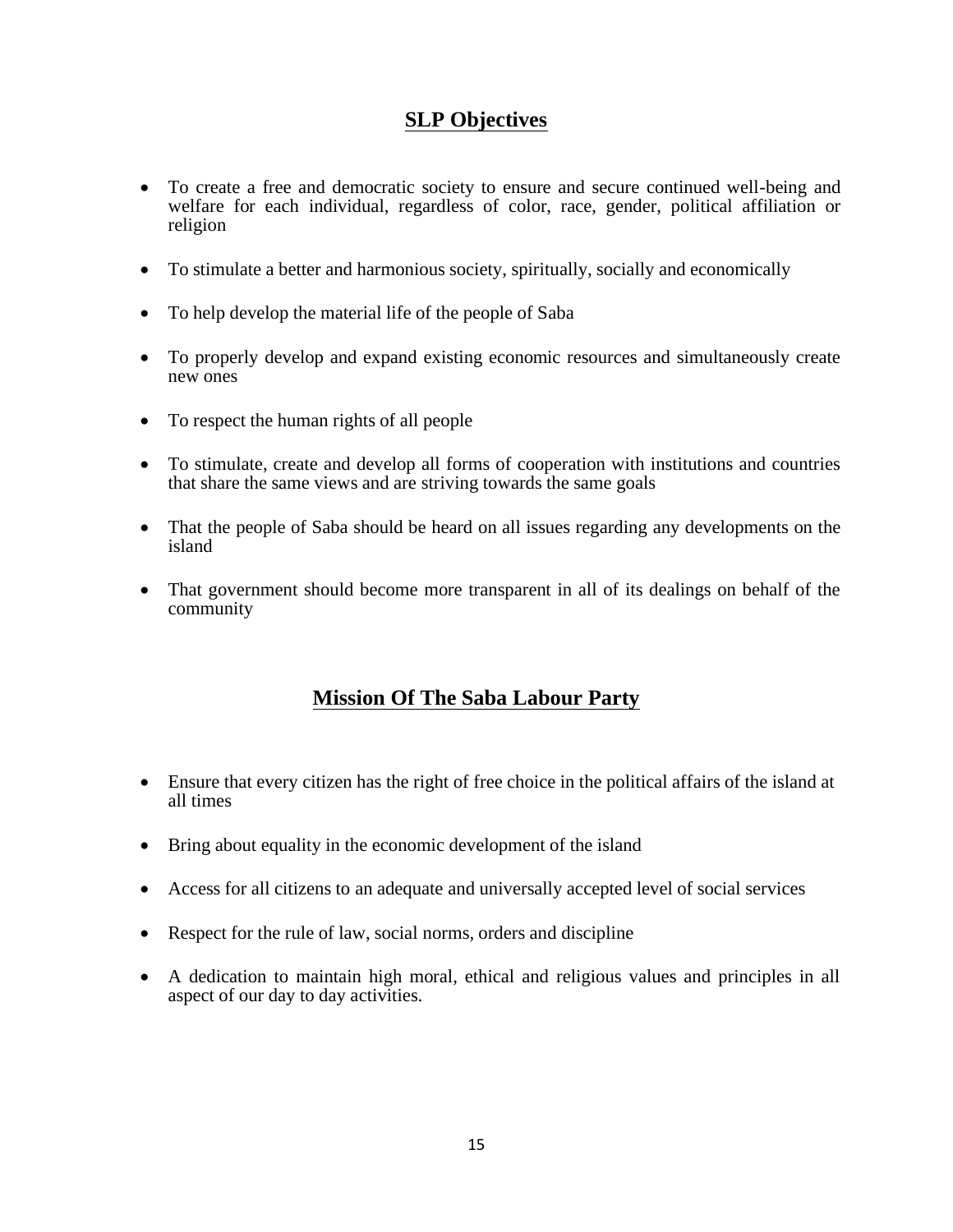## SLP Objectives

- To create a free and democratic society to ensure and secure continued well-being and welfare for each individual, regardless of color, race, gender, political affiliation or religion
- To stimulate a better and harmonious society, spiritually, socially and economically
- To help develop the material life of the people of Saba
- To properly develop and expand existing economic resources and simultaneously create new ones
- To respect the human rights of all people
- To stimulate, create and develop all forms of cooperation with institutions and countries that share the same views and are striving towards the same goals
- That the people of Saba should be heard on all issues regarding any developments on the island
- That government should become more transparent in all of its dealings on behalf of the community

## Mission Of The Saba Labour Party

- Ensure that every citizen has the right of free choice in the political affairs of the island at all times
- Bring about equality in the economic development of the island
- Access for all citizens to an adequate and universally accepted level of social services
- Respect for the rule of law, social norms, orders and discipline
- A dedication to maintain high moral, ethical and religious values and principles in all aspect of our day to day activities.